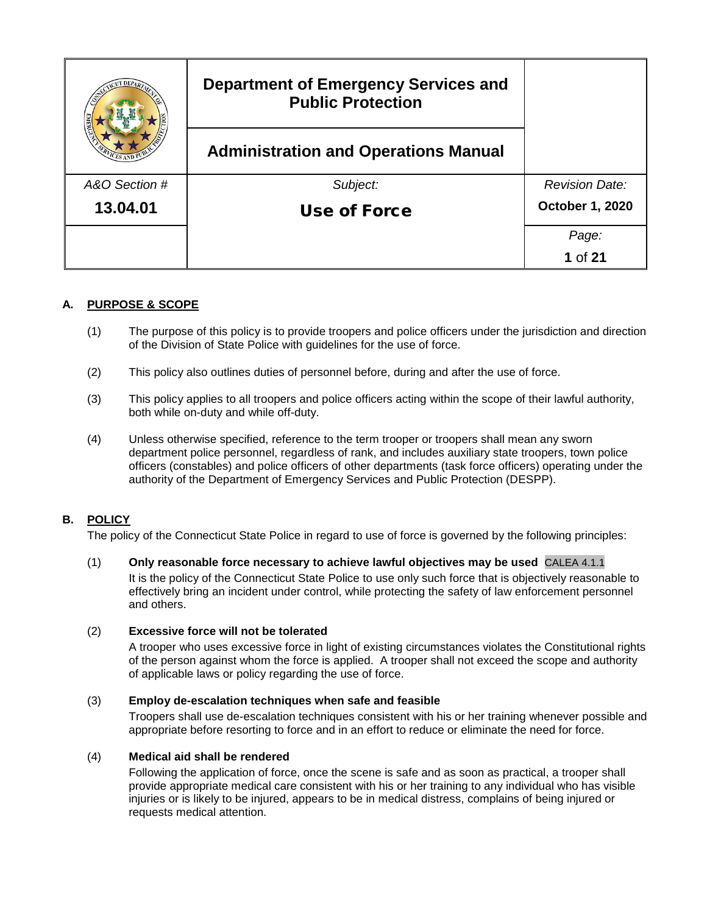| | | |
|---|---|---|
| | **Department of Emergency Services and Public Protection** | |
| | **Administration and Operations Manual** | |
| *A&O Section #* **13.04.01** | *Subject:* **Use of Force** | *Revision Date:* **October 1, 2020** |

## A. PURPOSE & SCOPE

(1) The purpose of this policy is to provide troopers and police officers under the jurisdiction and direction of the Division of State Police with guidelines for the use of force.

(2) This policy also outlines duties of personnel before, during and after the use of force.

(3) This policy applies to all troopers and police officers acting within the scope of their lawful authority, both while on-duty and while off-duty.

(4) Unless otherwise specified, reference to the term trooper or troopers shall mean any sworn department police personnel, regardless of rank, and includes auxiliary state troopers, town police officers (constables) and police officers of other departments (task force officers) operating under the authority of the Department of Emergency Services and Public Protection (DESPP).

## B. POLICY

The policy of the Connecticut State Police in regard to use of force is governed by the following principles:

(1) **Only reasonable force necessary to achieve lawful objectives may be used** CALEA 4.1.1

It is the policy of the Connecticut State Police to use only such force that is objectively reasonable to effectively bring an incident under control, while protecting the safety of law enforcement personnel and others.

(2) **Excessive force will not be tolerated**

A trooper who uses excessive force in light of existing circumstances violates the Constitutional rights of the person against whom the force is applied. A trooper shall not exceed the scope and authority of applicable laws or policy regarding the use of force.

(3) **Employ de-escalation techniques when safe and feasible**

Troopers shall use de-escalation techniques consistent with his or her training whenever possible and appropriate before resorting to force and in an effort to reduce or eliminate the need for force.

(4) **Medical aid shall be rendered**

Following the application of force, once the scene is safe and as soon as practical, a trooper shall provide appropriate medical care consistent with his or her training to any individual who has visible injuries or is likely to be injured, appears to be in medical distress, complains of being injured or requests medical attention.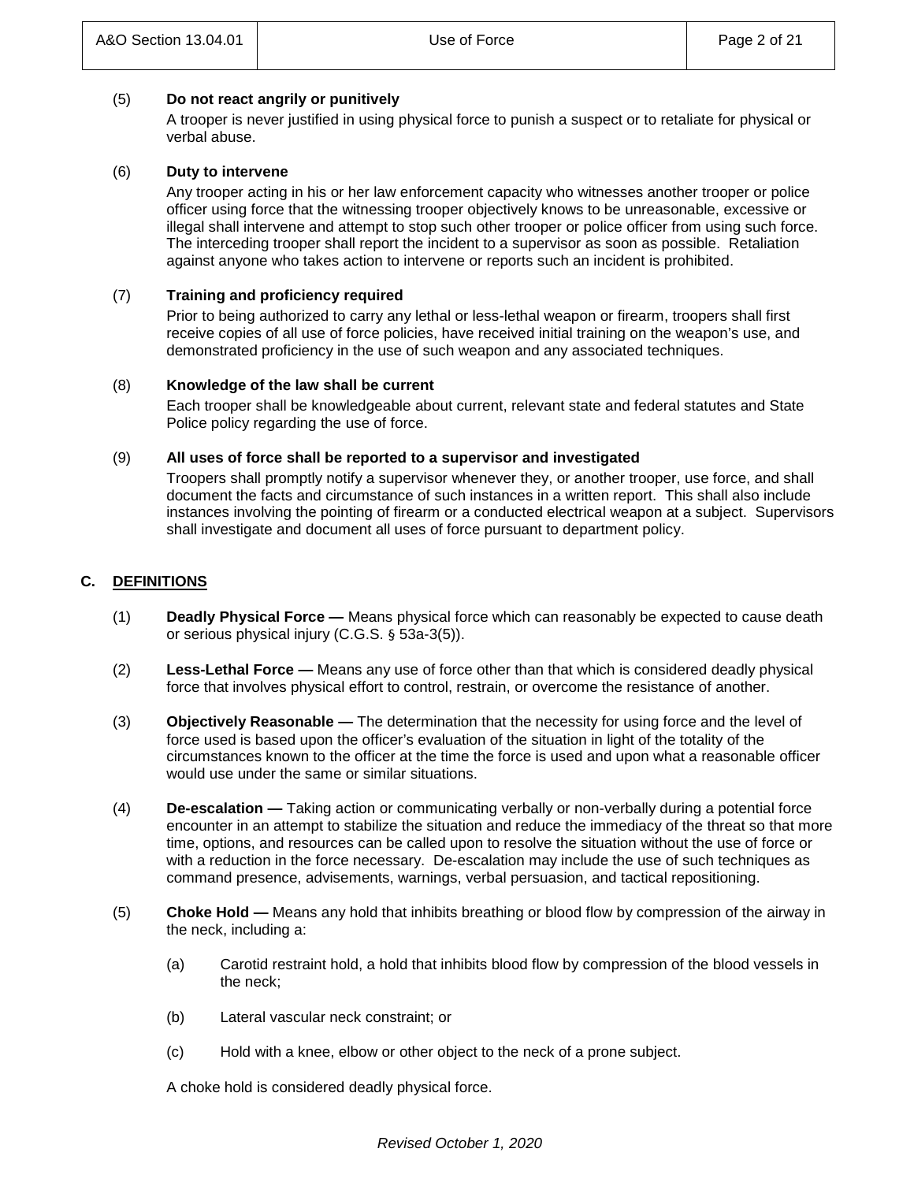(5) **Do not react angrily or punitively**

A trooper is never justified in using physical force to punish a suspect or to retaliate for physical or verbal abuse.

(6) **Duty to intervene**

Any trooper acting in his or her law enforcement capacity who witnesses another trooper or police officer using force that the witnessing trooper objectively knows to be unreasonable, excessive or illegal shall intervene and attempt to stop such other trooper or police officer from using such force. The interceding trooper shall report the incident to a supervisor as soon as possible. Retaliation against anyone who takes action to intervene or reports such an incident is prohibited.

(7) **Training and proficiency required**

Prior to being authorized to carry any lethal or less-lethal weapon or firearm, troopers shall first receive copies of all use of force policies, have received initial training on the weapon's use, and demonstrated proficiency in the use of such weapon and any associated techniques.

(8) **Knowledge of the law shall be current**

Each trooper shall be knowledgeable about current, relevant state and federal statutes and State Police policy regarding the use of force.

(9) **All uses of force shall be reported to a supervisor and investigated**

Troopers shall promptly notify a supervisor whenever they, or another trooper, use force, and shall document the facts and circumstance of such instances in a written report. This shall also include instances involving the pointing of firearm or a conducted electrical weapon at a subject. Supervisors shall investigate and document all uses of force pursuant to department policy.

## C. DEFINITIONS

(1) **Deadly Physical Force —** Means physical force which can reasonably be expected to cause death or serious physical injury (C.G.S. § 53a-3(5)).

(2) **Less-Lethal Force —** Means any use of force other than that which is considered deadly physical force that involves physical effort to control, restrain, or overcome the resistance of another.

(3) **Objectively Reasonable —** The determination that the necessity for using force and the level of force used is based upon the officer's evaluation of the situation in light of the totality of the circumstances known to the officer at the time the force is used and upon what a reasonable officer would use under the same or similar situations.

(4) **De-escalation —** Taking action or communicating verbally or non-verbally during a potential force encounter in an attempt to stabilize the situation and reduce the immediacy of the threat so that more time, options, and resources can be called upon to resolve the situation without the use of force or with a reduction in the force necessary. De-escalation may include the use of such techniques as command presence, advisements, warnings, verbal persuasion, and tactical repositioning.

(5) **Choke Hold —** Means any hold that inhibits breathing or blood flow by compression of the airway in the neck, including a:

(a) Carotid restraint hold, a hold that inhibits blood flow by compression of the blood vessels in the neck;

(b) Lateral vascular neck constraint; or

(c) Hold with a knee, elbow or other object to the neck of a prone subject.

A choke hold is considered deadly physical force.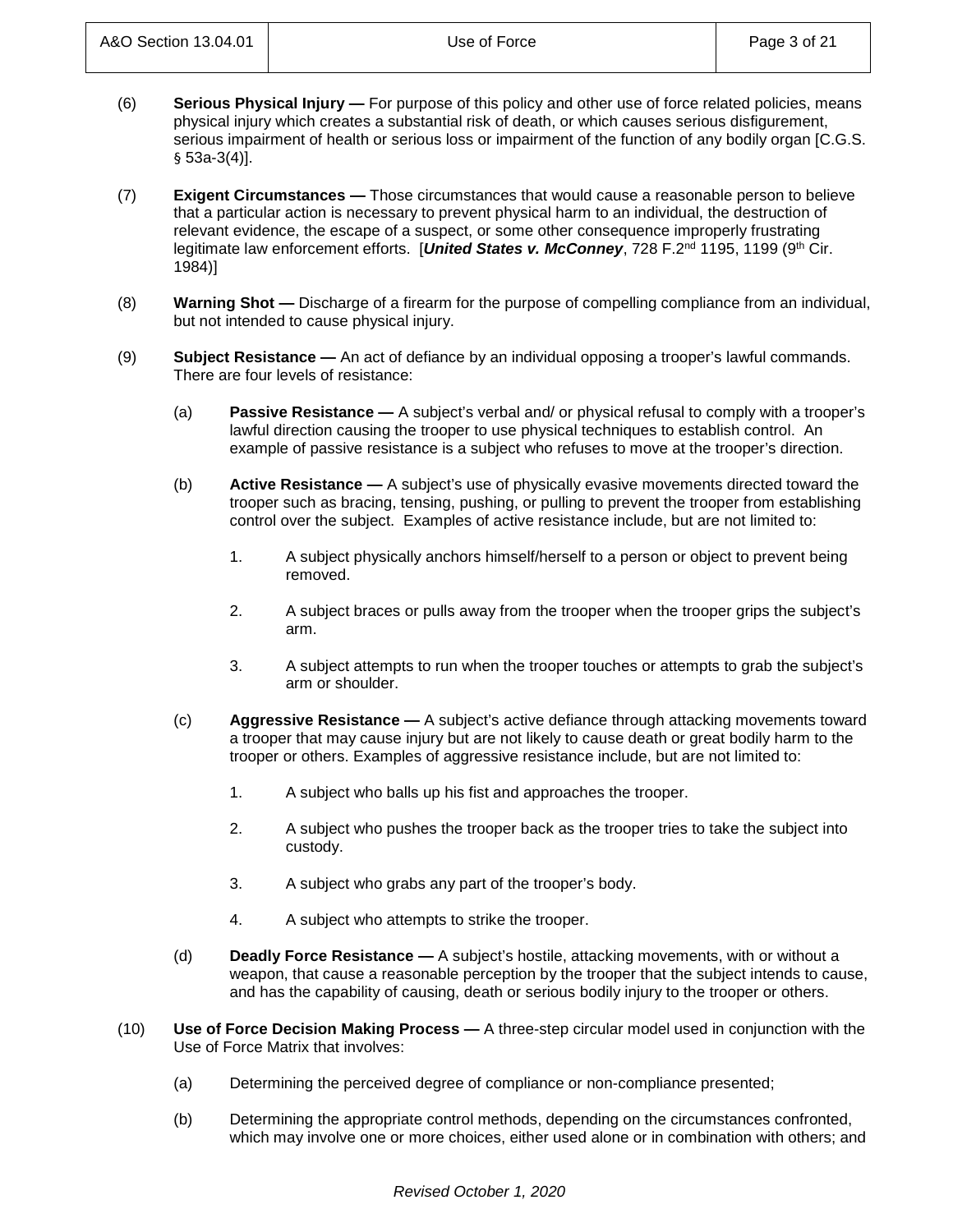(6) **Serious Physical Injury —** For purpose of this policy and other use of force related policies, means physical injury which creates a substantial risk of death, or which causes serious disfigurement, serious impairment of health or serious loss or impairment of the function of any bodily organ [C.G.S. § 53a-3(4)].

(7) **Exigent Circumstances —** Those circumstances that would cause a reasonable person to believe that a particular action is necessary to prevent physical harm to an individual, the destruction of relevant evidence, the escape of a suspect, or some other consequence improperly frustrating legitimate law enforcement efforts. [***United States v. McConney***, 728 F.2nd 1195, 1199 (9th Cir. 1984)]

(8) **Warning Shot —** Discharge of a firearm for the purpose of compelling compliance from an individual, but not intended to cause physical injury.

(9) **Subject Resistance —** An act of defiance by an individual opposing a trooper's lawful commands. There are four levels of resistance:

(a) **Passive Resistance —** A subject's verbal and/ or physical refusal to comply with a trooper's lawful direction causing the trooper to use physical techniques to establish control. An example of passive resistance is a subject who refuses to move at the trooper's direction.

(b) **Active Resistance —** A subject's use of physically evasive movements directed toward the trooper such as bracing, tensing, pushing, or pulling to prevent the trooper from establishing control over the subject. Examples of active resistance include, but are not limited to:

1. A subject physically anchors himself/herself to a person or object to prevent being removed.

2. A subject braces or pulls away from the trooper when the trooper grips the subject's arm.

3. A subject attempts to run when the trooper touches or attempts to grab the subject's arm or shoulder.

(c) **Aggressive Resistance —** A subject's active defiance through attacking movements toward a trooper that may cause injury but are not likely to cause death or great bodily harm to the trooper or others. Examples of aggressive resistance include, but are not limited to:

1. A subject who balls up his fist and approaches the trooper.

2. A subject who pushes the trooper back as the trooper tries to take the subject into custody.

3. A subject who grabs any part of the trooper's body.

4. A subject who attempts to strike the trooper.

(d) **Deadly Force Resistance —** A subject's hostile, attacking movements, with or without a weapon, that cause a reasonable perception by the trooper that the subject intends to cause, and has the capability of causing, death or serious bodily injury to the trooper or others.

(10) **Use of Force Decision Making Process —** A three-step circular model used in conjunction with the Use of Force Matrix that involves:

(a) Determining the perceived degree of compliance or non-compliance presented;

(b) Determining the appropriate control methods, depending on the circumstances confronted, which may involve one or more choices, either used alone or in combination with others; and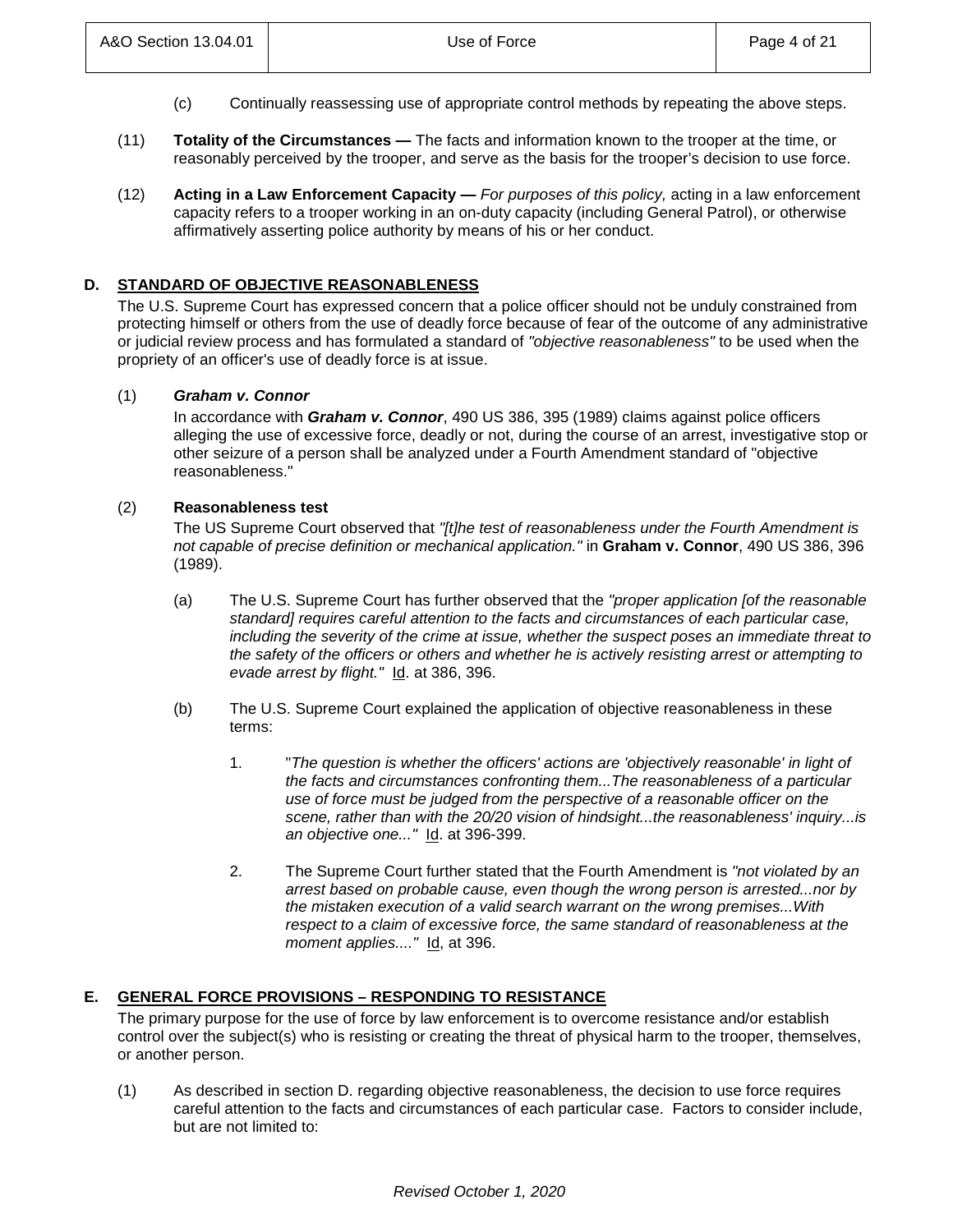(c) Continually reassessing use of appropriate control methods by repeating the above steps.

(11) **Totality of the Circumstances —** The facts and information known to the trooper at the time, or reasonably perceived by the trooper, and serve as the basis for the trooper's decision to use force.

(12) **Acting in a Law Enforcement Capacity —** *For purposes of this policy,* acting in a law enforcement capacity refers to a trooper working in an on-duty capacity (including General Patrol), or otherwise affirmatively asserting police authority by means of his or her conduct.

## D. STANDARD OF OBJECTIVE REASONABLENESS

The U.S. Supreme Court has expressed concern that a police officer should not be unduly constrained from protecting himself or others from the use of deadly force because of fear of the outcome of any administrative or judicial review process and has formulated a standard of *"objective reasonableness"* to be used when the propriety of an officer's use of deadly force is at issue.

(1) ***Graham v. Connor***

In accordance with ***Graham v. Connor***, 490 US 386, 395 (1989) claims against police officers alleging the use of excessive force, deadly or not, during the course of an arrest, investigative stop or other seizure of a person shall be analyzed under a Fourth Amendment standard of "objective reasonableness."

(2) **Reasonableness test**

The US Supreme Court observed that *"[t]he test of reasonableness under the Fourth Amendment is not capable of precise definition or mechanical application."* in **Graham v. Connor**, 490 US 386, 396 (1989).

(a) The U.S. Supreme Court has further observed that the *"proper application [of the reasonable standard] requires careful attention to the facts and circumstances of each particular case, including the severity of the crime at issue, whether the suspect poses an immediate threat to the safety of the officers or others and whether he is actively resisting arrest or attempting to evade arrest by flight."* Id. at 386, 396.

(b) The U.S. Supreme Court explained the application of objective reasonableness in these terms:

1. "*The question is whether the officers' actions are 'objectively reasonable' in light of the facts and circumstances confronting them...The reasonableness of a particular use of force must be judged from the perspective of a reasonable officer on the scene, rather than with the 20/20 vision of hindsight...the reasonableness' inquiry...is an objective one..."* Id. at 396-399.

2. The Supreme Court further stated that the Fourth Amendment is *"not violated by an arrest based on probable cause, even though the wrong person is arrested...nor by the mistaken execution of a valid search warrant on the wrong premises...With respect to a claim of excessive force, the same standard of reasonableness at the moment applies...."* Id, at 396.

## E. GENERAL FORCE PROVISIONS – RESPONDING TO RESISTANCE

The primary purpose for the use of force by law enforcement is to overcome resistance and/or establish control over the subject(s) who is resisting or creating the threat of physical harm to the trooper, themselves, or another person.

(1) As described in section D. regarding objective reasonableness, the decision to use force requires careful attention to the facts and circumstances of each particular case. Factors to consider include, but are not limited to: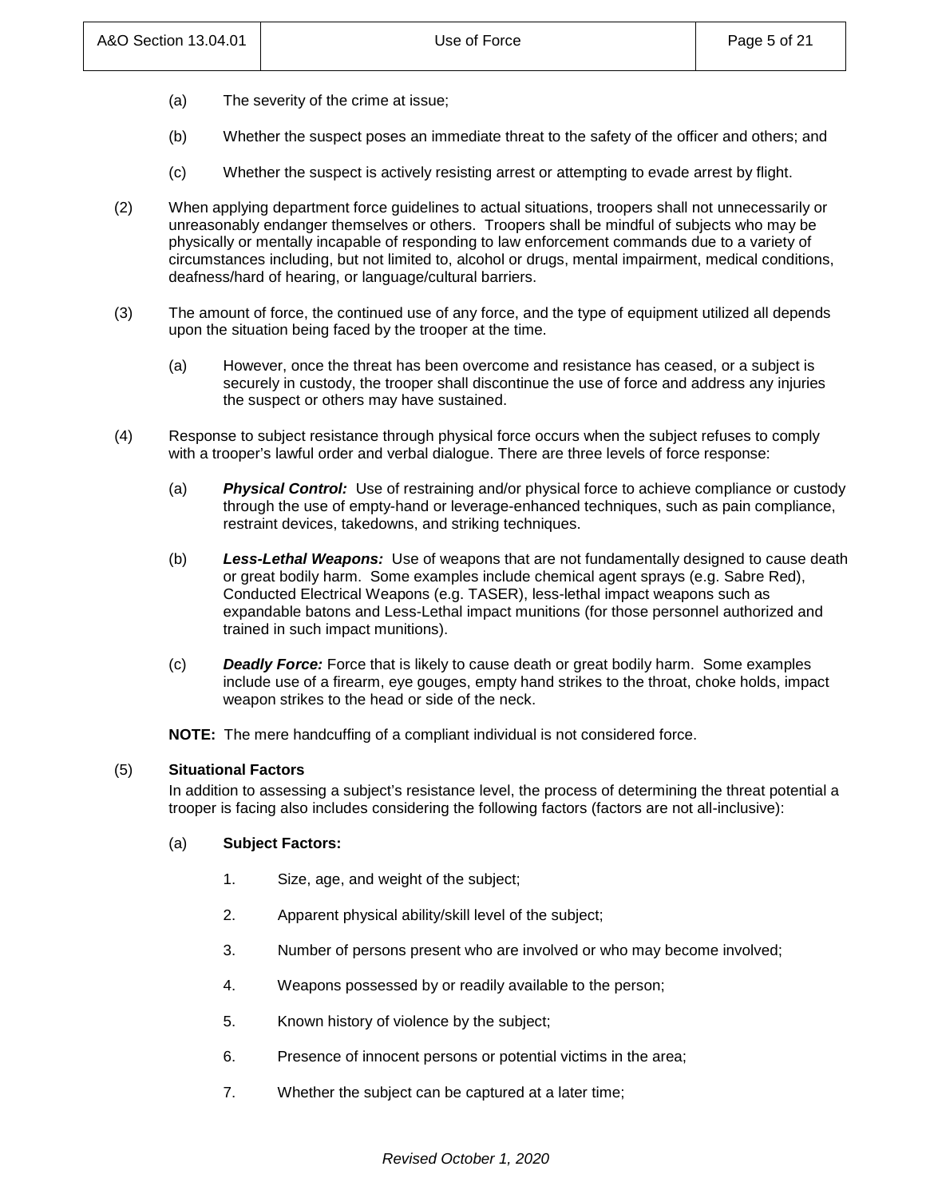(a) The severity of the crime at issue;

(b) Whether the suspect poses an immediate threat to the safety of the officer and others; and

(c) Whether the suspect is actively resisting arrest or attempting to evade arrest by flight.

(2) When applying department force guidelines to actual situations, troopers shall not unnecessarily or unreasonably endanger themselves or others. Troopers shall be mindful of subjects who may be physically or mentally incapable of responding to law enforcement commands due to a variety of circumstances including, but not limited to, alcohol or drugs, mental impairment, medical conditions, deafness/hard of hearing, or language/cultural barriers.

(3) The amount of force, the continued use of any force, and the type of equipment utilized all depends upon the situation being faced by the trooper at the time.

(a) However, once the threat has been overcome and resistance has ceased, or a subject is securely in custody, the trooper shall discontinue the use of force and address any injuries the suspect or others may have sustained.

(4) Response to subject resistance through physical force occurs when the subject refuses to comply with a trooper's lawful order and verbal dialogue. There are three levels of force response:

(a) ***Physical Control:*** Use of restraining and/or physical force to achieve compliance or custody through the use of empty-hand or leverage-enhanced techniques, such as pain compliance, restraint devices, takedowns, and striking techniques.

(b) ***Less-Lethal Weapons:*** Use of weapons that are not fundamentally designed to cause death or great bodily harm. Some examples include chemical agent sprays (e.g. Sabre Red), Conducted Electrical Weapons (e.g. TASER), less-lethal impact weapons such as expandable batons and Less-Lethal impact munitions (for those personnel authorized and trained in such impact munitions).

(c) ***Deadly Force:*** Force that is likely to cause death or great bodily harm. Some examples include use of a firearm, eye gouges, empty hand strikes to the throat, choke holds, impact weapon strikes to the head or side of the neck.

**NOTE:** The mere handcuffing of a compliant individual is not considered force.

(5) **Situational Factors**

In addition to assessing a subject's resistance level, the process of determining the threat potential a trooper is facing also includes considering the following factors (factors are not all-inclusive):

(a) **Subject Factors:**

1. Size, age, and weight of the subject;

2. Apparent physical ability/skill level of the subject;

3. Number of persons present who are involved or who may become involved;

4. Weapons possessed by or readily available to the person;

5. Known history of violence by the subject;

6. Presence of innocent persons or potential victims in the area;

7. Whether the subject can be captured at a later time;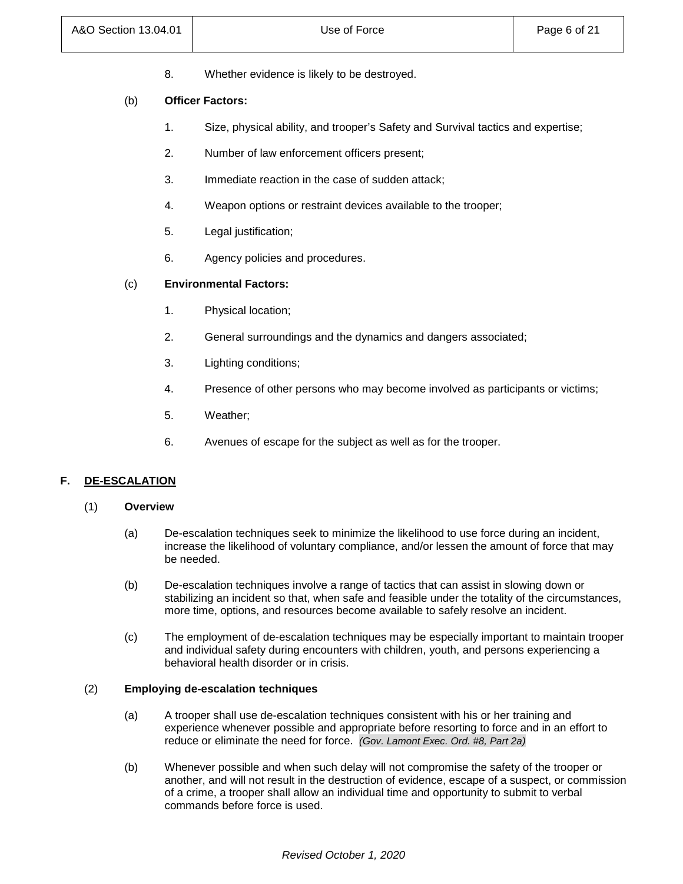8. Whether evidence is likely to be destroyed.

(b) **Officer Factors:**

1. Size, physical ability, and trooper's Safety and Survival tactics and expertise;
2. Number of law enforcement officers present;
3. Immediate reaction in the case of sudden attack;
4. Weapon options or restraint devices available to the trooper;
5. Legal justification;
6. Agency policies and procedures.

(c) **Environmental Factors:**

1. Physical location;
2. General surroundings and the dynamics and dangers associated;
3. Lighting conditions;
4. Presence of other persons who may become involved as participants or victims;
5. Weather;
6. Avenues of escape for the subject as well as for the trooper.

## F. DE-ESCALATION

(1) **Overview**

(a) De-escalation techniques seek to minimize the likelihood to use force during an incident, increase the likelihood of voluntary compliance, and/or lessen the amount of force that may be needed.

(b) De-escalation techniques involve a range of tactics that can assist in slowing down or stabilizing an incident so that, when safe and feasible under the totality of the circumstances, more time, options, and resources become available to safely resolve an incident.

(c) The employment of de-escalation techniques may be especially important to maintain trooper and individual safety during encounters with children, youth, and persons experiencing a behavioral health disorder or in crisis.

(2) **Employing de-escalation techniques**

(a) A trooper shall use de-escalation techniques consistent with his or her training and experience whenever possible and appropriate before resorting to force and in an effort to reduce or eliminate the need for force. *(Gov. Lamont Exec. Ord. #8, Part 2a)*

(b) Whenever possible and when such delay will not compromise the safety of the trooper or another, and will not result in the destruction of evidence, escape of a suspect, or commission of a crime, a trooper shall allow an individual time and opportunity to submit to verbal commands before force is used.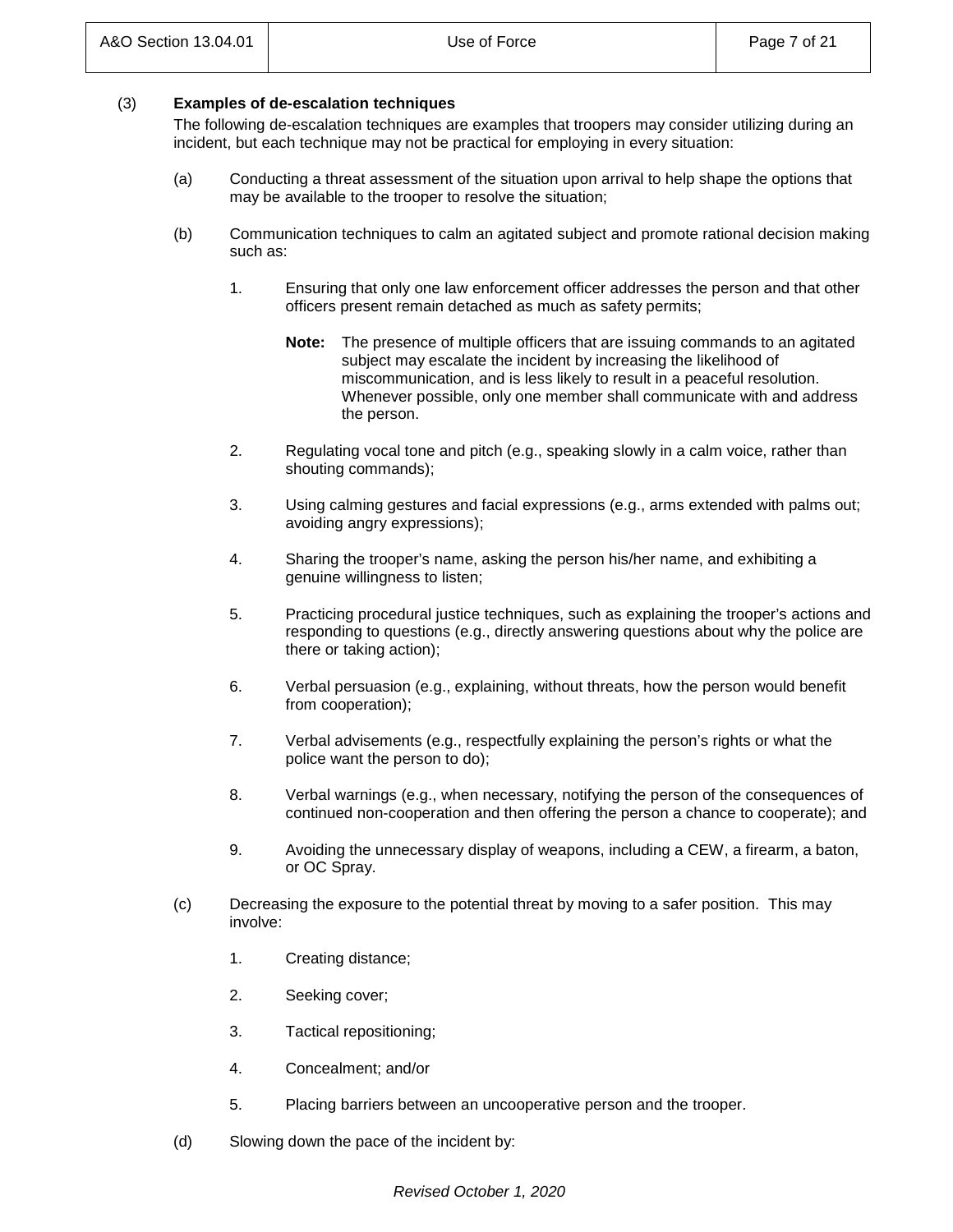(3) **Examples of de-escalation techniques**

The following de-escalation techniques are examples that troopers may consider utilizing during an incident, but each technique may not be practical for employing in every situation:

(a) Conducting a threat assessment of the situation upon arrival to help shape the options that may be available to the trooper to resolve the situation;

(b) Communication techniques to calm an agitated subject and promote rational decision making such as:

1. Ensuring that only one law enforcement officer addresses the person and that other officers present remain detached as much as safety permits;

   **Note:** The presence of multiple officers that are issuing commands to an agitated subject may escalate the incident by increasing the likelihood of miscommunication, and is less likely to result in a peaceful resolution. Whenever possible, only one member shall communicate with and address the person.

2. Regulating vocal tone and pitch (e.g., speaking slowly in a calm voice, rather than shouting commands);

3. Using calming gestures and facial expressions (e.g., arms extended with palms out; avoiding angry expressions);

4. Sharing the trooper's name, asking the person his/her name, and exhibiting a genuine willingness to listen;

5. Practicing procedural justice techniques, such as explaining the trooper's actions and responding to questions (e.g., directly answering questions about why the police are there or taking action);

6. Verbal persuasion (e.g., explaining, without threats, how the person would benefit from cooperation);

7. Verbal advisements (e.g., respectfully explaining the person's rights or what the police want the person to do);

8. Verbal warnings (e.g., when necessary, notifying the person of the consequences of continued non-cooperation and then offering the person a chance to cooperate); and

9. Avoiding the unnecessary display of weapons, including a CEW, a firearm, a baton, or OC Spray.

(c) Decreasing the exposure to the potential threat by moving to a safer position. This may involve:

1. Creating distance;

2. Seeking cover;

3. Tactical repositioning;

4. Concealment; and/or

5. Placing barriers between an uncooperative person and the trooper.

(d) Slowing down the pace of the incident by: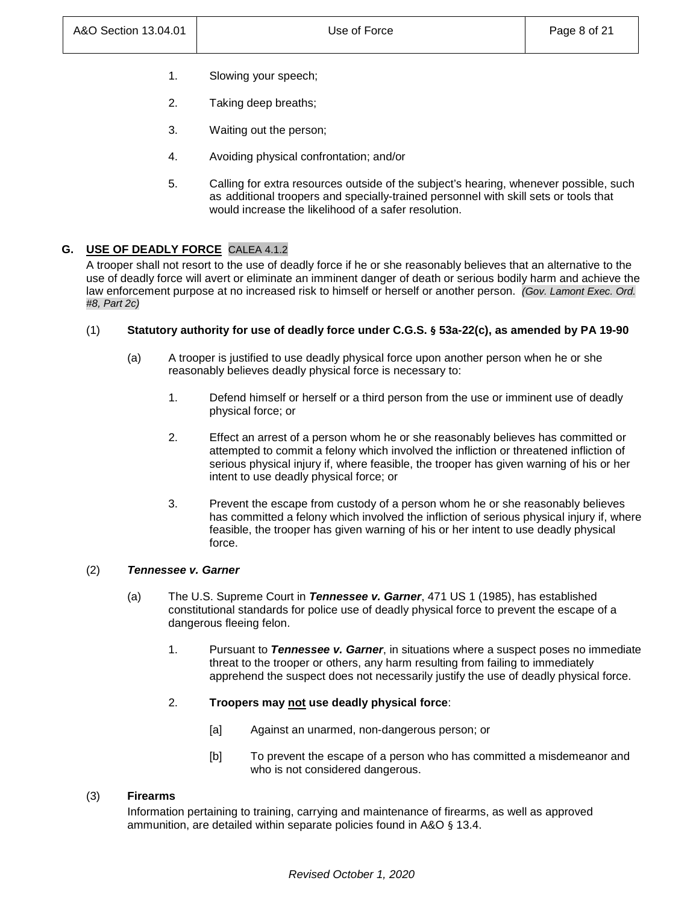1. Slowing your speech;

2. Taking deep breaths;

3. Waiting out the person;

4. Avoiding physical confrontation; and/or

5. Calling for extra resources outside of the subject's hearing, whenever possible, such as additional troopers and specially-trained personnel with skill sets or tools that would increase the likelihood of a safer resolution.

## G. USE OF DEADLY FORCE CALEA 4.1.2

A trooper shall not resort to the use of deadly force if he or she reasonably believes that an alternative to the use of deadly force will avert or eliminate an imminent danger of death or serious bodily harm and achieve the law enforcement purpose at no increased risk to himself or herself or another person. *(Gov. Lamont Exec. Ord. #8, Part 2c)*

(1) **Statutory authority for use of deadly force under C.G.S. § 53a-22(c), as amended by PA 19-90**

(a) A trooper is justified to use deadly physical force upon another person when he or she reasonably believes deadly physical force is necessary to:

1. Defend himself or herself or a third person from the use or imminent use of deadly physical force; or

2. Effect an arrest of a person whom he or she reasonably believes has committed or attempted to commit a felony which involved the infliction or threatened infliction of serious physical injury if, where feasible, the trooper has given warning of his or her intent to use deadly physical force; or

3. Prevent the escape from custody of a person whom he or she reasonably believes has committed a felony which involved the infliction of serious physical injury if, where feasible, the trooper has given warning of his or her intent to use deadly physical force.

(2) ***Tennessee v. Garner***

(a) The U.S. Supreme Court in ***Tennessee v. Garner***, 471 US 1 (1985), has established constitutional standards for police use of deadly physical force to prevent the escape of a dangerous fleeing felon.

1. Pursuant to ***Tennessee v. Garner***, in situations where a suspect poses no immediate threat to the trooper or others, any harm resulting from failing to immediately apprehend the suspect does not necessarily justify the use of deadly physical force.

2. **Troopers may <u>not</u> use deadly physical force**:

[a] Against an unarmed, non-dangerous person; or

[b] To prevent the escape of a person who has committed a misdemeanor and who is not considered dangerous.

(3) **Firearms**

Information pertaining to training, carrying and maintenance of firearms, as well as approved ammunition, are detailed within separate policies found in A&O § 13.4.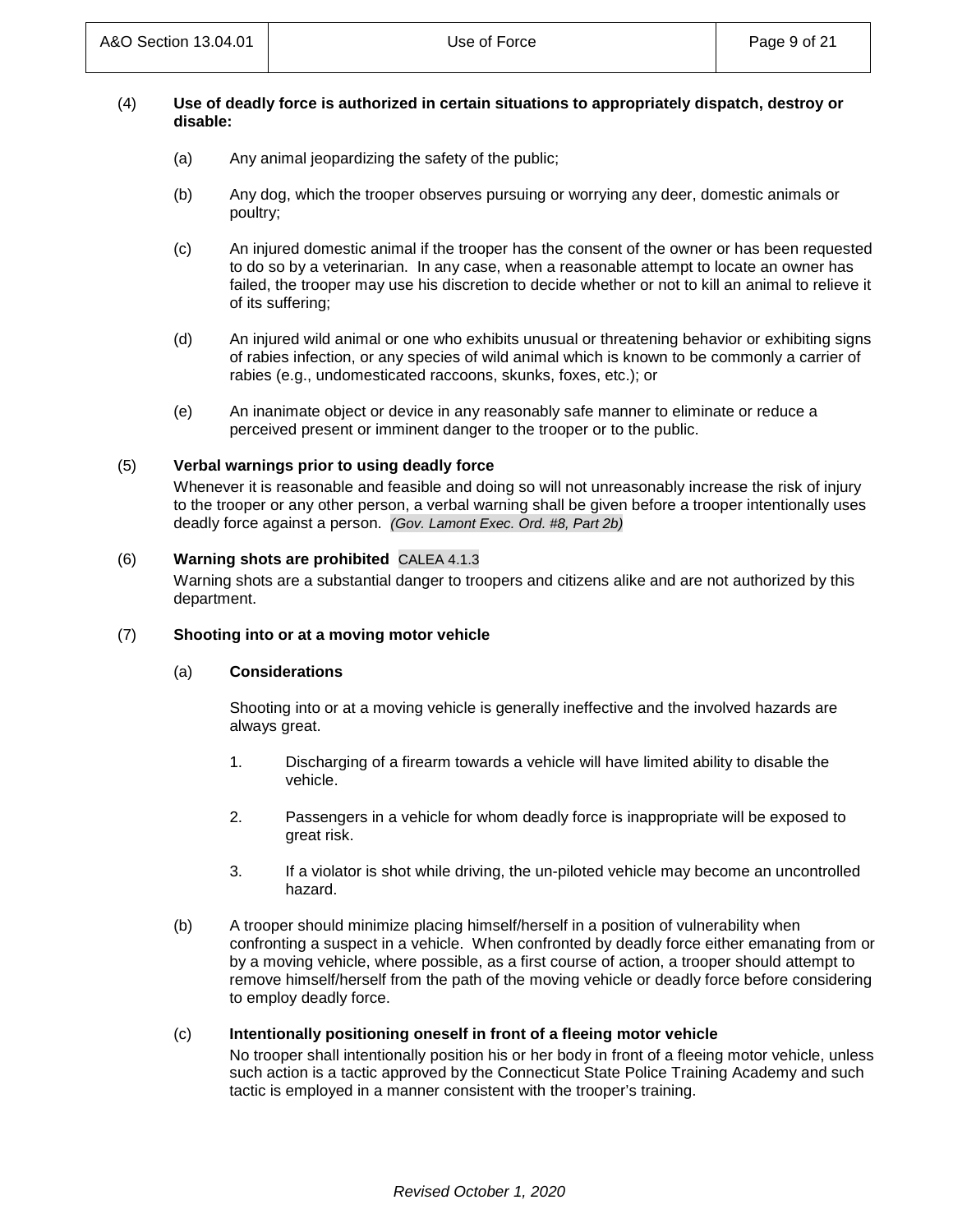(4) **Use of deadly force is authorized in certain situations to appropriately dispatch, destroy or disable:**

(a) Any animal jeopardizing the safety of the public;

(b) Any dog, which the trooper observes pursuing or worrying any deer, domestic animals or poultry;

(c) An injured domestic animal if the trooper has the consent of the owner or has been requested to do so by a veterinarian. In any case, when a reasonable attempt to locate an owner has failed, the trooper may use his discretion to decide whether or not to kill an animal to relieve it of its suffering;

(d) An injured wild animal or one who exhibits unusual or threatening behavior or exhibiting signs of rabies infection, or any species of wild animal which is known to be commonly a carrier of rabies (e.g., undomesticated raccoons, skunks, foxes, etc.); or

(e) An inanimate object or device in any reasonably safe manner to eliminate or reduce a perceived present or imminent danger to the trooper or to the public.

(5) **Verbal warnings prior to using deadly force**

Whenever it is reasonable and feasible and doing so will not unreasonably increase the risk of injury to the trooper or any other person, a verbal warning shall be given before a trooper intentionally uses deadly force against a person. *(Gov. Lamont Exec. Ord. #8, Part 2b)*

(6) **Warning shots are prohibited** CALEA 4.1.3

Warning shots are a substantial danger to troopers and citizens alike and are not authorized by this department.

(7) **Shooting into or at a moving motor vehicle**

(a) **Considerations**

Shooting into or at a moving vehicle is generally ineffective and the involved hazards are always great.

1. Discharging of a firearm towards a vehicle will have limited ability to disable the vehicle.

2. Passengers in a vehicle for whom deadly force is inappropriate will be exposed to great risk.

3. If a violator is shot while driving, the un-piloted vehicle may become an uncontrolled hazard.

(b) A trooper should minimize placing himself/herself in a position of vulnerability when confronting a suspect in a vehicle. When confronted by deadly force either emanating from or by a moving vehicle, where possible, as a first course of action, a trooper should attempt to remove himself/herself from the path of the moving vehicle or deadly force before considering to employ deadly force.

(c) **Intentionally positioning oneself in front of a fleeing motor vehicle**

No trooper shall intentionally position his or her body in front of a fleeing motor vehicle, unless such action is a tactic approved by the Connecticut State Police Training Academy and such tactic is employed in a manner consistent with the trooper's training.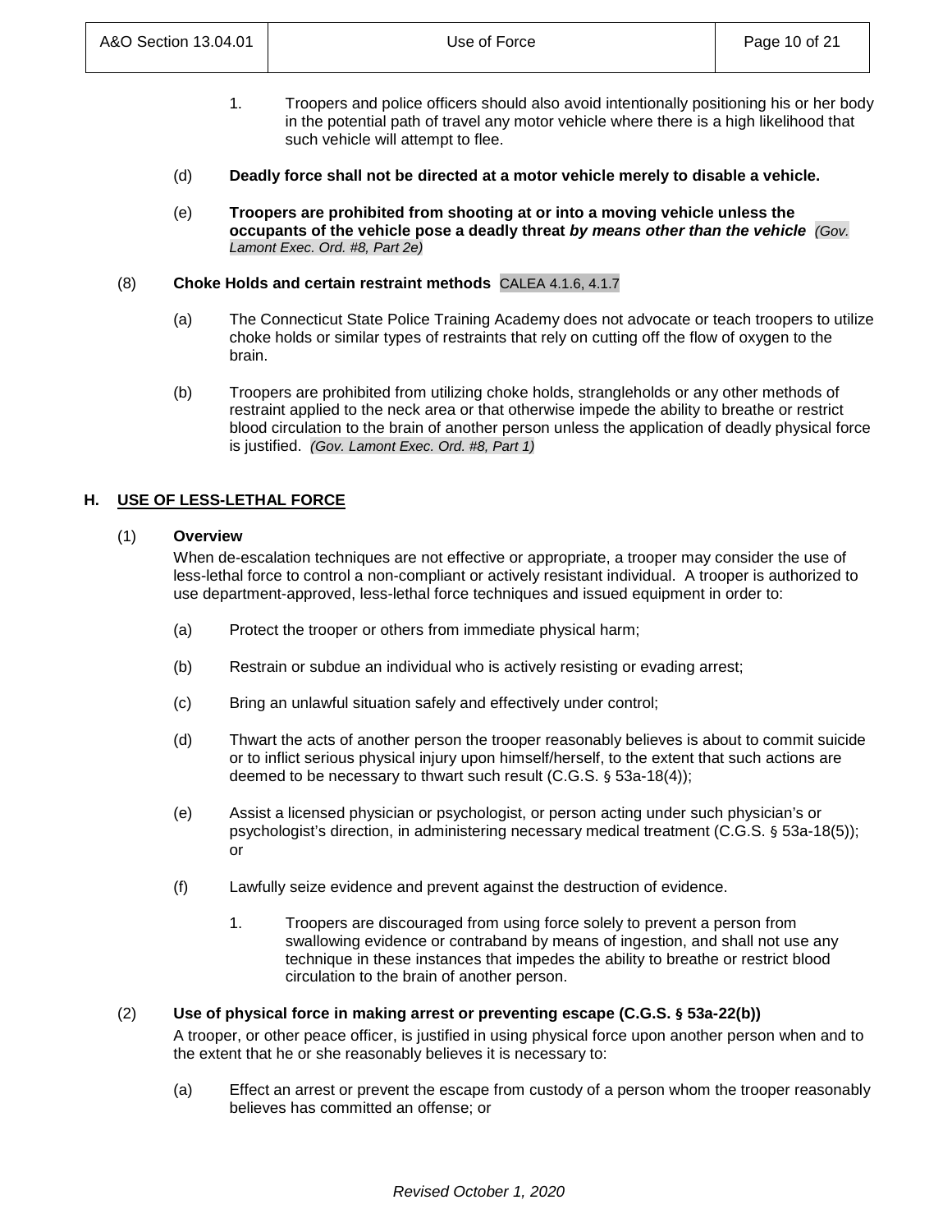1. Troopers and police officers should also avoid intentionally positioning his or her body in the potential path of travel any motor vehicle where there is a high likelihood that such vehicle will attempt to flee.

(d) **Deadly force shall not be directed at a motor vehicle merely to disable a vehicle.**

(e) **Troopers are prohibited from shooting at or into a moving vehicle unless the occupants of the vehicle pose a deadly threat *by means other than the vehicle*** *(Gov. Lamont Exec. Ord. #8, Part 2e)*

(8) **Choke Holds and certain restraint methods** CALEA 4.1.6, 4.1.7

(a) The Connecticut State Police Training Academy does not advocate or teach troopers to utilize choke holds or similar types of restraints that rely on cutting off the flow of oxygen to the brain.

(b) Troopers are prohibited from utilizing choke holds, strangleholds or any other methods of restraint applied to the neck area or that otherwise impede the ability to breathe or restrict blood circulation to the brain of another person unless the application of deadly physical force is justified. *(Gov. Lamont Exec. Ord. #8, Part 1)*

## H. USE OF LESS-LETHAL FORCE

(1) **Overview**

When de-escalation techniques are not effective or appropriate, a trooper may consider the use of less-lethal force to control a non-compliant or actively resistant individual. A trooper is authorized to use department-approved, less-lethal force techniques and issued equipment in order to:

(a) Protect the trooper or others from immediate physical harm;

(b) Restrain or subdue an individual who is actively resisting or evading arrest;

(c) Bring an unlawful situation safely and effectively under control;

(d) Thwart the acts of another person the trooper reasonably believes is about to commit suicide or to inflict serious physical injury upon himself/herself, to the extent that such actions are deemed to be necessary to thwart such result (C.G.S. § 53a-18(4));

(e) Assist a licensed physician or psychologist, or person acting under such physician's or psychologist's direction, in administering necessary medical treatment (C.G.S. § 53a-18(5)); or

(f) Lawfully seize evidence and prevent against the destruction of evidence.

1. Troopers are discouraged from using force solely to prevent a person from swallowing evidence or contraband by means of ingestion, and shall not use any technique in these instances that impedes the ability to breathe or restrict blood circulation to the brain of another person.

(2) **Use of physical force in making arrest or preventing escape (C.G.S. § 53a-22(b))**

A trooper, or other peace officer, is justified in using physical force upon another person when and to the extent that he or she reasonably believes it is necessary to:

(a) Effect an arrest or prevent the escape from custody of a person whom the trooper reasonably believes has committed an offense; or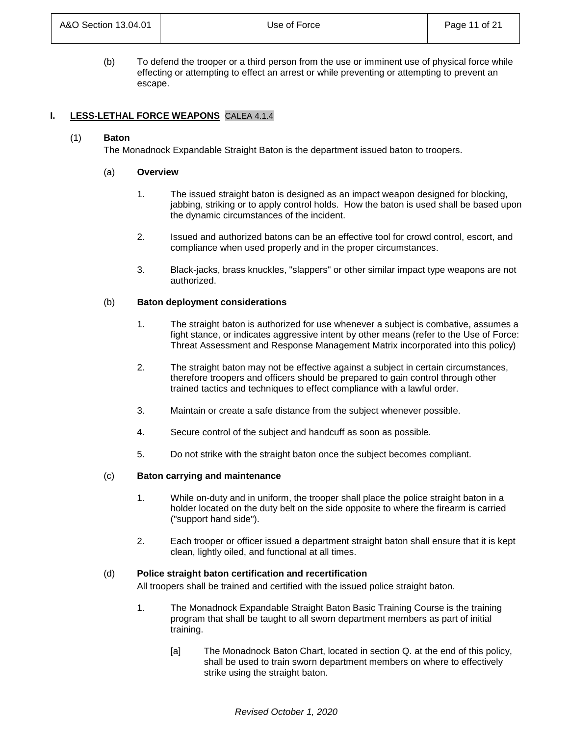(b) To defend the trooper or a third person from the use or imminent use of physical force while effecting or attempting to effect an arrest or while preventing or attempting to prevent an escape.

## I. LESS-LETHAL FORCE WEAPONS CALEA 4.1.4

(1) **Baton**

The Monadnock Expandable Straight Baton is the department issued baton to troopers.

(a) **Overview**

1. The issued straight baton is designed as an impact weapon designed for blocking, jabbing, striking or to apply control holds. How the baton is used shall be based upon the dynamic circumstances of the incident.

2. Issued and authorized batons can be an effective tool for crowd control, escort, and compliance when used properly and in the proper circumstances.

3. Black-jacks, brass knuckles, "slappers" or other similar impact type weapons are not authorized.

(b) **Baton deployment considerations**

1. The straight baton is authorized for use whenever a subject is combative, assumes a fight stance, or indicates aggressive intent by other means (refer to the Use of Force: Threat Assessment and Response Management Matrix incorporated into this policy)

2. The straight baton may not be effective against a subject in certain circumstances, therefore troopers and officers should be prepared to gain control through other trained tactics and techniques to effect compliance with a lawful order.

3. Maintain or create a safe distance from the subject whenever possible.

4. Secure control of the subject and handcuff as soon as possible.

5. Do not strike with the straight baton once the subject becomes compliant.

(c) **Baton carrying and maintenance**

1. While on-duty and in uniform, the trooper shall place the police straight baton in a holder located on the duty belt on the side opposite to where the firearm is carried ("support hand side").

2. Each trooper or officer issued a department straight baton shall ensure that it is kept clean, lightly oiled, and functional at all times.

(d) **Police straight baton certification and recertification**

All troopers shall be trained and certified with the issued police straight baton.

1. The Monadnock Expandable Straight Baton Basic Training Course is the training program that shall be taught to all sworn department members as part of initial training.

   [a] The Monadnock Baton Chart, located in section Q. at the end of this policy, shall be used to train sworn department members on where to effectively strike using the straight baton.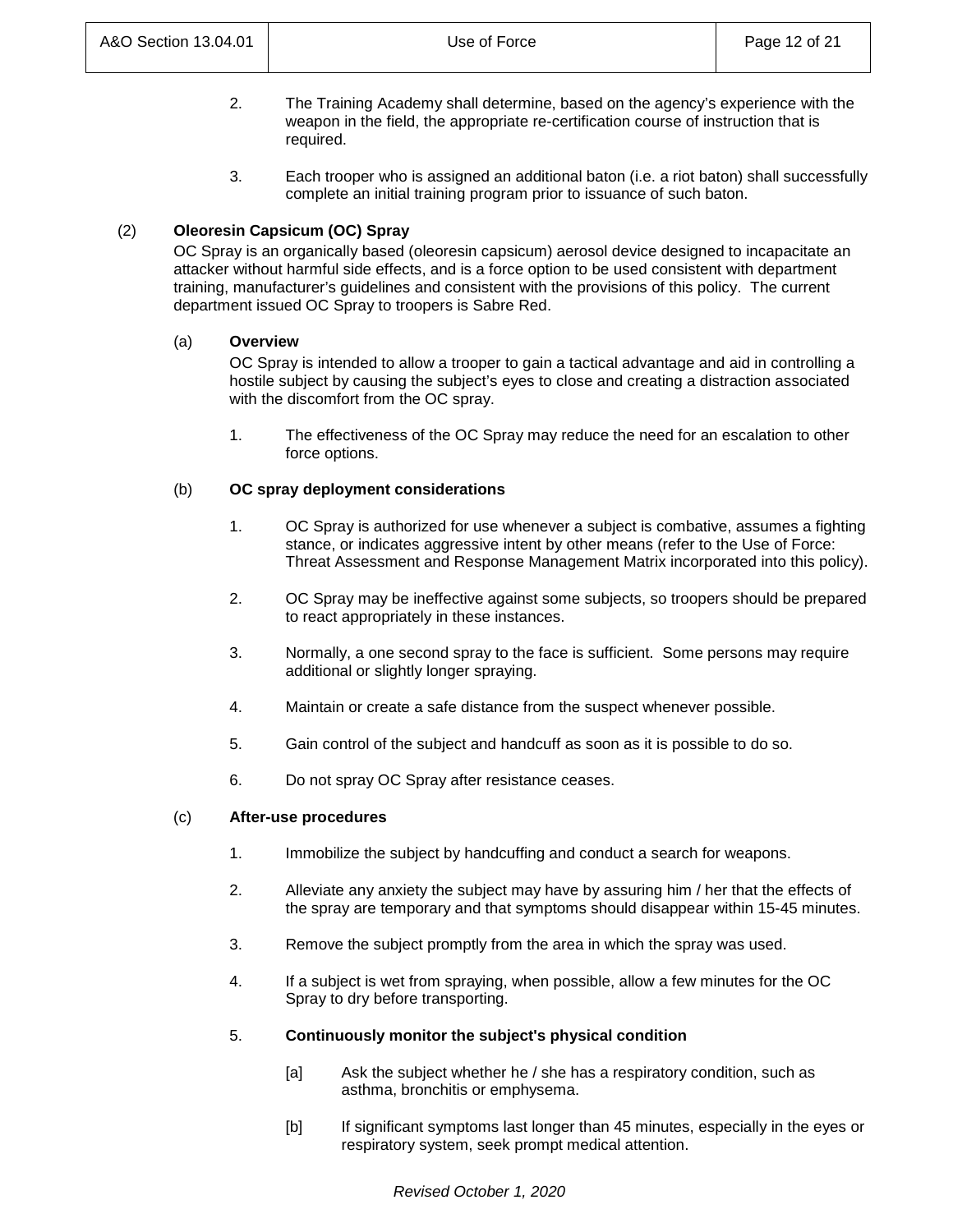2. The Training Academy shall determine, based on the agency's experience with the weapon in the field, the appropriate re-certification course of instruction that is required.

3. Each trooper who is assigned an additional baton (i.e. a riot baton) shall successfully complete an initial training program prior to issuance of such baton.

(2) **Oleoresin Capsicum (OC) Spray**

OC Spray is an organically based (oleoresin capsicum) aerosol device designed to incapacitate an attacker without harmful side effects, and is a force option to be used consistent with department training, manufacturer's guidelines and consistent with the provisions of this policy. The current department issued OC Spray to troopers is Sabre Red.

(a) **Overview**

OC Spray is intended to allow a trooper to gain a tactical advantage and aid in controlling a hostile subject by causing the subject's eyes to close and creating a distraction associated with the discomfort from the OC spray.

1. The effectiveness of the OC Spray may reduce the need for an escalation to other force options.

(b) **OC spray deployment considerations**

1. OC Spray is authorized for use whenever a subject is combative, assumes a fighting stance, or indicates aggressive intent by other means (refer to the Use of Force: Threat Assessment and Response Management Matrix incorporated into this policy).

2. OC Spray may be ineffective against some subjects, so troopers should be prepared to react appropriately in these instances.

3. Normally, a one second spray to the face is sufficient. Some persons may require additional or slightly longer spraying.

4. Maintain or create a safe distance from the suspect whenever possible.

5. Gain control of the subject and handcuff as soon as it is possible to do so.

6. Do not spray OC Spray after resistance ceases.

(c) **After-use procedures**

1. Immobilize the subject by handcuffing and conduct a search for weapons.

2. Alleviate any anxiety the subject may have by assuring him / her that the effects of the spray are temporary and that symptoms should disappear within 15-45 minutes.

3. Remove the subject promptly from the area in which the spray was used.

4. If a subject is wet from spraying, when possible, allow a few minutes for the OC Spray to dry before transporting.

5. **Continuously monitor the subject's physical condition**

[a] Ask the subject whether he / she has a respiratory condition, such as asthma, bronchitis or emphysema.

[b] If significant symptoms last longer than 45 minutes, especially in the eyes or respiratory system, seek prompt medical attention.

*Revised October 1, 2020*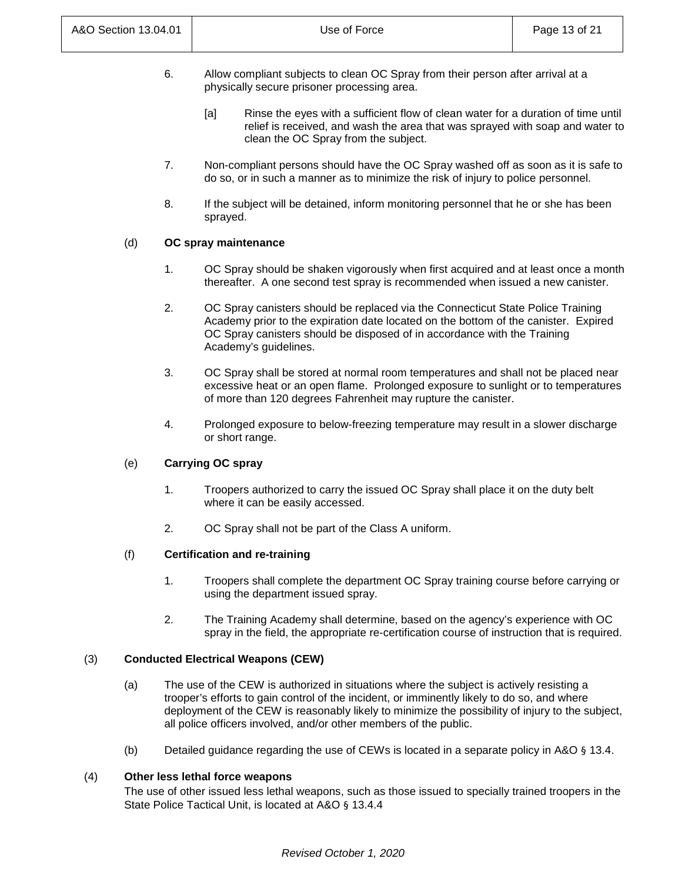6. Allow compliant subjects to clean OC Spray from their person after arrival at a physically secure prisoner processing area.

   [a] Rinse the eyes with a sufficient flow of clean water for a duration of time until relief is received, and wash the area that was sprayed with soap and water to clean the OC Spray from the subject.

7. Non-compliant persons should have the OC Spray washed off as soon as it is safe to do so, or in such a manner as to minimize the risk of injury to police personnel.

8. If the subject will be detained, inform monitoring personnel that he or she has been sprayed.

(d) **OC spray maintenance**

1. OC Spray should be shaken vigorously when first acquired and at least once a month thereafter. A one second test spray is recommended when issued a new canister.

2. OC Spray canisters should be replaced via the Connecticut State Police Training Academy prior to the expiration date located on the bottom of the canister. Expired OC Spray canisters should be disposed of in accordance with the Training Academy's guidelines.

3. OC Spray shall be stored at normal room temperatures and shall not be placed near excessive heat or an open flame. Prolonged exposure to sunlight or to temperatures of more than 120 degrees Fahrenheit may rupture the canister.

4. Prolonged exposure to below-freezing temperature may result in a slower discharge or short range.

(e) **Carrying OC spray**

1. Troopers authorized to carry the issued OC Spray shall place it on the duty belt where it can be easily accessed.

2. OC Spray shall not be part of the Class A uniform.

(f) **Certification and re-training**

1. Troopers shall complete the department OC Spray training course before carrying or using the department issued spray.

2. The Training Academy shall determine, based on the agency's experience with OC spray in the field, the appropriate re-certification course of instruction that is required.

(3) **Conducted Electrical Weapons (CEW)**

(a) The use of the CEW is authorized in situations where the subject is actively resisting a trooper's efforts to gain control of the incident, or imminently likely to do so, and where deployment of the CEW is reasonably likely to minimize the possibility of injury to the subject, all police officers involved, and/or other members of the public.

(b) Detailed guidance regarding the use of CEWs is located in a separate policy in A&O § 13.4.

(4) **Other less lethal force weapons**
The use of other issued less lethal weapons, such as those issued to specially trained troopers in the State Police Tactical Unit, is located at A&O § 13.4.4

*Revised October 1, 2020*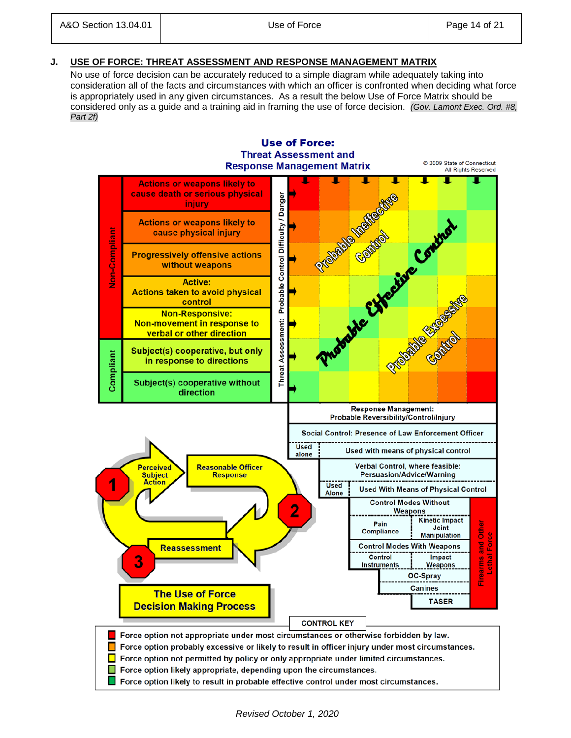**J. USE OF FORCE: THREAT ASSESSMENT AND RESPONSE MANAGEMENT MATRIX**

No use of force decision can be accurately reduced to a simple diagram while adequately taking into consideration all of the facts and circumstances with which an officer is confronted when deciding what force is appropriately used in any given circumstances. As a result the below Use of Force Matrix should be considered only as a guide and a training aid in framing the use of force decision. *(Gov. Lamont Exec. Ord. #8, Part 2f)*

**Use of Force: Threat Assessment and Response Management Matrix**

© 2009 State of Connecticut
All Rights Reserved

Non-Compliant
Actions or weapons likely to cause death or serious physical injury
Actions or weapons likely to cause physical injury
Progressively offensive actions without weapons
Active: Actions taken to avoid physical control
Non-Responsive: Non-movement in response to verbal or other direction

Compliant
Subject(s) cooperative, but only in response to directions
Subject(s) cooperative without direction

Threat Assessment: Probable Control Difficulty / Danger

Probable Ineffective Control
Probable Effective Control
Probable Excessive Control

Response Management: Probable Reversibility/Control/Injury
Social Control: Presence of Law Enforcement Officer
Used alone
Used with means of physical control
Verbal Control, where feasible: Persuasion/Advice/Warning
Used Alone
Used With Means of Physical Control
Control Modes Without Weapons
Pain Compliance
Kinetic Impact Joint Manipulation
Control Modes With Weapons
Control Instruments
Impact Weapons
OC-Spray
Canines
TASER
Firearms and Other Lethal Force

1 Perceived Subject Action
2 Reasonable Officer Response
3 Reassessment

The Use of Force Decision Making Process

CONTROL KEY
- Red: Force option not appropriate under most circumstances or otherwise forbidden by law.
- Orange: Force option probably excessive or likely to result in officer injury under most circumstances.
- Yellow: Force option not permitted by policy or only appropriate under limited circumstances.
- Light green: Force option likely appropriate, depending upon the circumstances.
- Green: Force option likely to result in probable effective control under most circumstances.

*Revised October 1, 2020*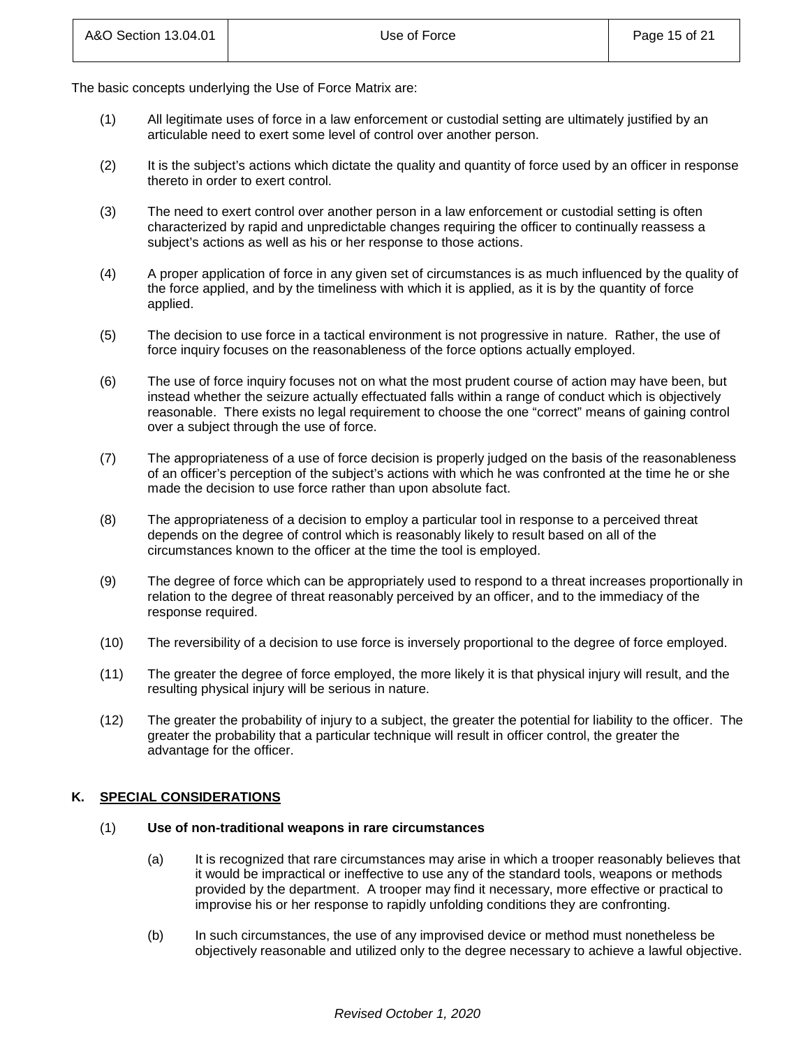The basic concepts underlying the Use of Force Matrix are:

(1) All legitimate uses of force in a law enforcement or custodial setting are ultimately justified by an articulable need to exert some level of control over another person.

(2) It is the subject's actions which dictate the quality and quantity of force used by an officer in response thereto in order to exert control.

(3) The need to exert control over another person in a law enforcement or custodial setting is often characterized by rapid and unpredictable changes requiring the officer to continually reassess a subject's actions as well as his or her response to those actions.

(4) A proper application of force in any given set of circumstances is as much influenced by the quality of the force applied, and by the timeliness with which it is applied, as it is by the quantity of force applied.

(5) The decision to use force in a tactical environment is not progressive in nature. Rather, the use of force inquiry focuses on the reasonableness of the force options actually employed.

(6) The use of force inquiry focuses not on what the most prudent course of action may have been, but instead whether the seizure actually effectuated falls within a range of conduct which is objectively reasonable. There exists no legal requirement to choose the one "correct" means of gaining control over a subject through the use of force.

(7) The appropriateness of a use of force decision is properly judged on the basis of the reasonableness of an officer's perception of the subject's actions with which he was confronted at the time he or she made the decision to use force rather than upon absolute fact.

(8) The appropriateness of a decision to employ a particular tool in response to a perceived threat depends on the degree of control which is reasonably likely to result based on all of the circumstances known to the officer at the time the tool is employed.

(9) The degree of force which can be appropriately used to respond to a threat increases proportionally in relation to the degree of threat reasonably perceived by an officer, and to the immediacy of the response required.

(10) The reversibility of a decision to use force is inversely proportional to the degree of force employed.

(11) The greater the degree of force employed, the more likely it is that physical injury will result, and the resulting physical injury will be serious in nature.

(12) The greater the probability of injury to a subject, the greater the potential for liability to the officer. The greater the probability that a particular technique will result in officer control, the greater the advantage for the officer.

## K. SPECIAL CONSIDERATIONS

(1) **Use of non-traditional weapons in rare circumstances**

(a) It is recognized that rare circumstances may arise in which a trooper reasonably believes that it would be impractical or ineffective to use any of the standard tools, weapons or methods provided by the department. A trooper may find it necessary, more effective or practical to improvise his or her response to rapidly unfolding conditions they are confronting.

(b) In such circumstances, the use of any improvised device or method must nonetheless be objectively reasonable and utilized only to the degree necessary to achieve a lawful objective.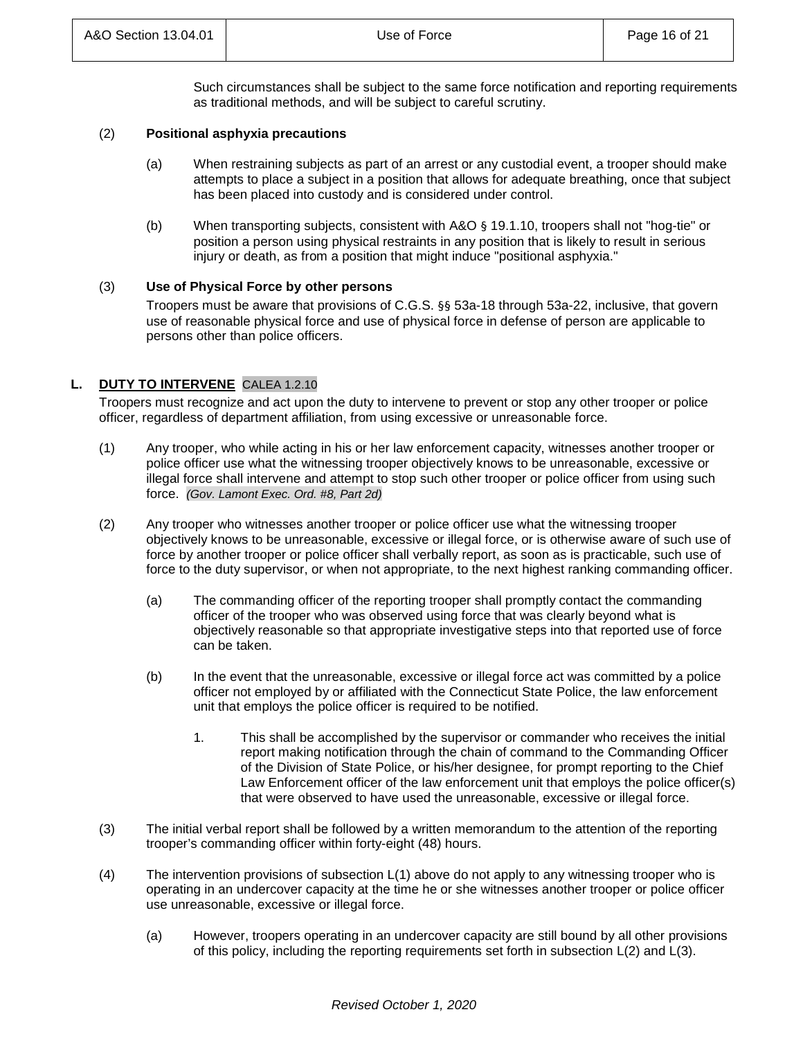Such circumstances shall be subject to the same force notification and reporting requirements as traditional methods, and will be subject to careful scrutiny.

(2) **Positional asphyxia precautions**

(a) When restraining subjects as part of an arrest or any custodial event, a trooper should make attempts to place a subject in a position that allows for adequate breathing, once that subject has been placed into custody and is considered under control.

(b) When transporting subjects, consistent with A&O § 19.1.10, troopers shall not "hog-tie" or position a person using physical restraints in any position that is likely to result in serious injury or death, as from a position that might induce "positional asphyxia."

(3) **Use of Physical Force by other persons**

Troopers must be aware that provisions of C.G.S. §§ 53a-18 through 53a-22, inclusive, that govern use of reasonable physical force and use of physical force in defense of person are applicable to persons other than police officers.

## L. DUTY TO INTERVENE CALEA 1.2.10

Troopers must recognize and act upon the duty to intervene to prevent or stop any other trooper or police officer, regardless of department affiliation, from using excessive or unreasonable force.

(1) Any trooper, who while acting in his or her law enforcement capacity, witnesses another trooper or police officer use what the witnessing trooper objectively knows to be unreasonable, excessive or illegal force shall intervene and attempt to stop such other trooper or police officer from using such force. *(Gov. Lamont Exec. Ord. #8, Part 2d)*

(2) Any trooper who witnesses another trooper or police officer use what the witnessing trooper objectively knows to be unreasonable, excessive or illegal force, or is otherwise aware of such use of force by another trooper or police officer shall verbally report, as soon as is practicable, such use of force to the duty supervisor, or when not appropriate, to the next highest ranking commanding officer.

(a) The commanding officer of the reporting trooper shall promptly contact the commanding officer of the trooper who was observed using force that was clearly beyond what is objectively reasonable so that appropriate investigative steps into that reported use of force can be taken.

(b) In the event that the unreasonable, excessive or illegal force act was committed by a police officer not employed by or affiliated with the Connecticut State Police, the law enforcement unit that employs the police officer is required to be notified.

1. This shall be accomplished by the supervisor or commander who receives the initial report making notification through the chain of command to the Commanding Officer of the Division of State Police, or his/her designee, for prompt reporting to the Chief Law Enforcement officer of the law enforcement unit that employs the police officer(s) that were observed to have used the unreasonable, excessive or illegal force.

(3) The initial verbal report shall be followed by a written memorandum to the attention of the reporting trooper's commanding officer within forty-eight (48) hours.

(4) The intervention provisions of subsection L(1) above do not apply to any witnessing trooper who is operating in an undercover capacity at the time he or she witnesses another trooper or police officer use unreasonable, excessive or illegal force.

(a) However, troopers operating in an undercover capacity are still bound by all other provisions of this policy, including the reporting requirements set forth in subsection L(2) and L(3).

*Revised October 1, 2020*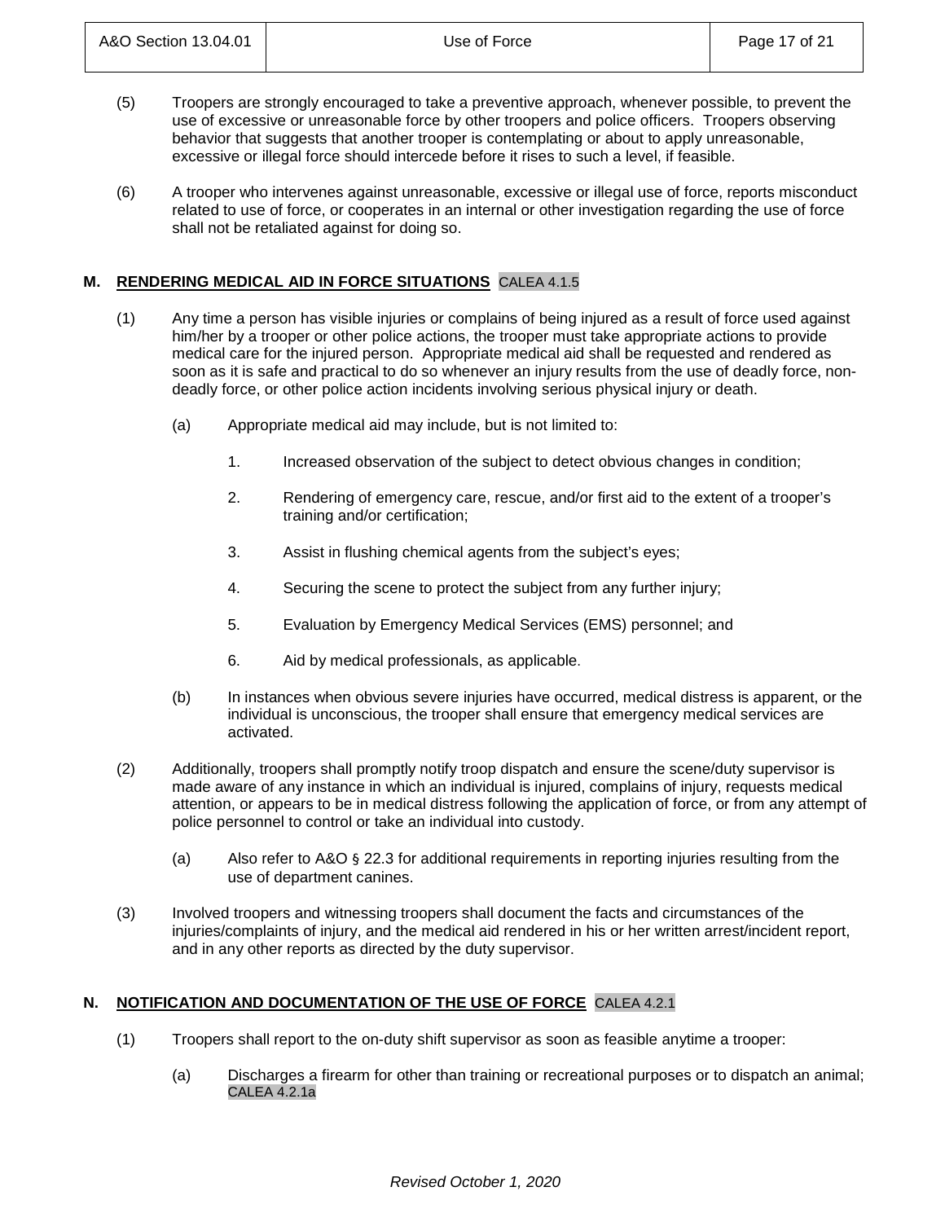(5) Troopers are strongly encouraged to take a preventive approach, whenever possible, to prevent the use of excessive or unreasonable force by other troopers and police officers. Troopers observing behavior that suggests that another trooper is contemplating or about to apply unreasonable, excessive or illegal force should intercede before it rises to such a level, if feasible.

(6) A trooper who intervenes against unreasonable, excessive or illegal use of force, reports misconduct related to use of force, or cooperates in an internal or other investigation regarding the use of force shall not be retaliated against for doing so.

## M. RENDERING MEDICAL AID IN FORCE SITUATIONS CALEA 4.1.5

(1) Any time a person has visible injuries or complains of being injured as a result of force used against him/her by a trooper or other police actions, the trooper must take appropriate actions to provide medical care for the injured person. Appropriate medical aid shall be requested and rendered as soon as it is safe and practical to do so whenever an injury results from the use of deadly force, non-deadly force, or other police action incidents involving serious physical injury or death.

(a) Appropriate medical aid may include, but is not limited to:

1. Increased observation of the subject to detect obvious changes in condition;

2. Rendering of emergency care, rescue, and/or first aid to the extent of a trooper's training and/or certification;

3. Assist in flushing chemical agents from the subject's eyes;

4. Securing the scene to protect the subject from any further injury;

5. Evaluation by Emergency Medical Services (EMS) personnel; and

6. Aid by medical professionals, as applicable.

(b) In instances when obvious severe injuries have occurred, medical distress is apparent, or the individual is unconscious, the trooper shall ensure that emergency medical services are activated.

(2) Additionally, troopers shall promptly notify troop dispatch and ensure the scene/duty supervisor is made aware of any instance in which an individual is injured, complains of injury, requests medical attention, or appears to be in medical distress following the application of force, or from any attempt of police personnel to control or take an individual into custody.

(a) Also refer to A&O § 22.3 for additional requirements in reporting injuries resulting from the use of department canines.

(3) Involved troopers and witnessing troopers shall document the facts and circumstances of the injuries/complaints of injury, and the medical aid rendered in his or her written arrest/incident report, and in any other reports as directed by the duty supervisor.

## N. NOTIFICATION AND DOCUMENTATION OF THE USE OF FORCE CALEA 4.2.1

(1) Troopers shall report to the on-duty shift supervisor as soon as feasible anytime a trooper:

(a) Discharges a firearm for other than training or recreational purposes or to dispatch an animal; CALEA 4.2.1a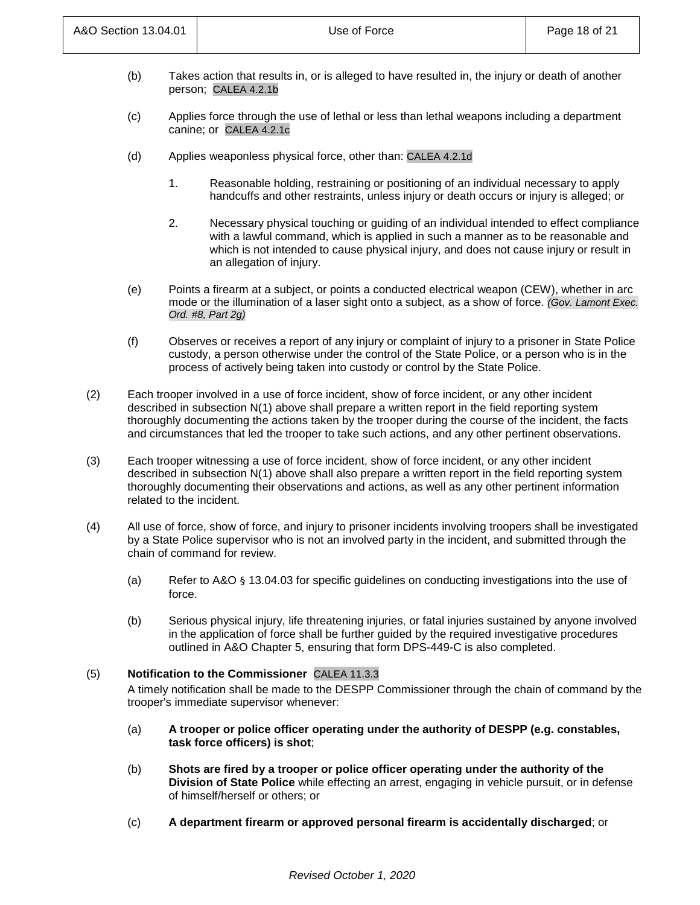(b) Takes action that results in, or is alleged to have resulted in, the injury or death of another person; CALEA 4.2.1b

(c) Applies force through the use of lethal or less than lethal weapons including a department canine; or CALEA 4.2.1c

(d) Applies weaponless physical force, other than: CALEA 4.2.1d

1. Reasonable holding, restraining or positioning of an individual necessary to apply handcuffs and other restraints, unless injury or death occurs or injury is alleged; or

2. Necessary physical touching or guiding of an individual intended to effect compliance with a lawful command, which is applied in such a manner as to be reasonable and which is not intended to cause physical injury, and does not cause injury or result in an allegation of injury.

(e) Points a firearm at a subject, or points a conducted electrical weapon (CEW), whether in arc mode or the illumination of a laser sight onto a subject, as a show of force. *(Gov. Lamont Exec. Ord. #8, Part 2g)*

(f) Observes or receives a report of any injury or complaint of injury to a prisoner in State Police custody, a person otherwise under the control of the State Police, or a person who is in the process of actively being taken into custody or control by the State Police.

(2) Each trooper involved in a use of force incident, show of force incident, or any other incident described in subsection N(1) above shall prepare a written report in the field reporting system thoroughly documenting the actions taken by the trooper during the course of the incident, the facts and circumstances that led the trooper to take such actions, and any other pertinent observations.

(3) Each trooper witnessing a use of force incident, show of force incident, or any other incident described in subsection N(1) above shall also prepare a written report in the field reporting system thoroughly documenting their observations and actions, as well as any other pertinent information related to the incident.

(4) All use of force, show of force, and injury to prisoner incidents involving troopers shall be investigated by a State Police supervisor who is not an involved party in the incident, and submitted through the chain of command for review.

(a) Refer to A&O § 13.04.03 for specific guidelines on conducting investigations into the use of force.

(b) Serious physical injury, life threatening injuries, or fatal injuries sustained by anyone involved in the application of force shall be further guided by the required investigative procedures outlined in A&O Chapter 5, ensuring that form DPS-449-C is also completed.

(5) **Notification to the Commissioner** CALEA 11.3.3

A timely notification shall be made to the DESPP Commissioner through the chain of command by the trooper's immediate supervisor whenever:

(a) **A trooper or police officer operating under the authority of DESPP (e.g. constables, task force officers) is shot**;

(b) **Shots are fired by a trooper or police officer operating under the authority of the Division of State Police** while effecting an arrest, engaging in vehicle pursuit, or in defense of himself/herself or others; or

(c) **A department firearm or approved personal firearm is accidentally discharged**; or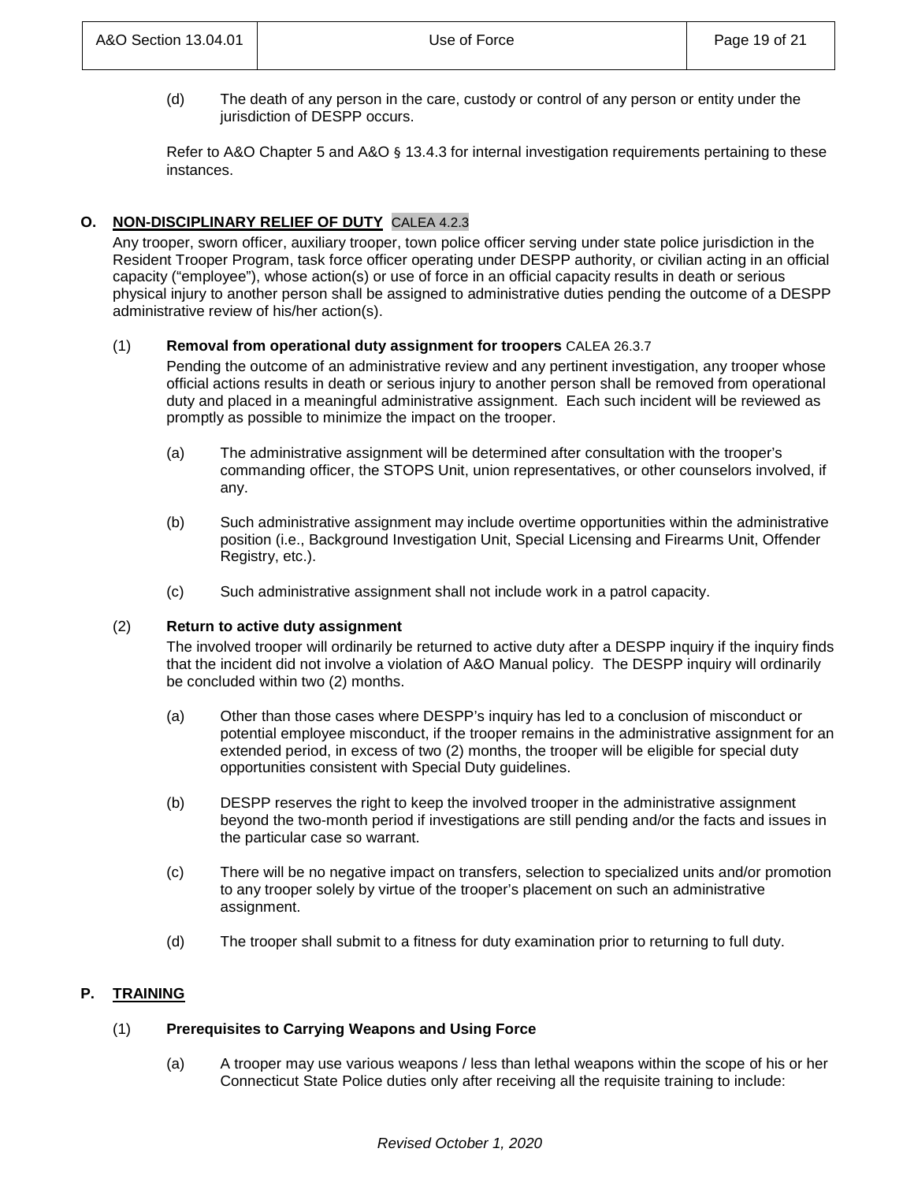(d) The death of any person in the care, custody or control of any person or entity under the jurisdiction of DESPP occurs.

Refer to A&O Chapter 5 and A&O § 13.4.3 for internal investigation requirements pertaining to these instances.

## O. NON-DISCIPLINARY RELIEF OF DUTY CALEA 4.2.3

Any trooper, sworn officer, auxiliary trooper, town police officer serving under state police jurisdiction in the Resident Trooper Program, task force officer operating under DESPP authority, or civilian acting in an official capacity ("employee"), whose action(s) or use of force in an official capacity results in death or serious physical injury to another person shall be assigned to administrative duties pending the outcome of a DESPP administrative review of his/her action(s).

(1) **Removal from operational duty assignment for troopers** CALEA 26.3.7

Pending the outcome of an administrative review and any pertinent investigation, any trooper whose official actions results in death or serious injury to another person shall be removed from operational duty and placed in a meaningful administrative assignment. Each such incident will be reviewed as promptly as possible to minimize the impact on the trooper.

(a) The administrative assignment will be determined after consultation with the trooper's commanding officer, the STOPS Unit, union representatives, or other counselors involved, if any.

(b) Such administrative assignment may include overtime opportunities within the administrative position (i.e., Background Investigation Unit, Special Licensing and Firearms Unit, Offender Registry, etc.).

(c) Such administrative assignment shall not include work in a patrol capacity.

(2) **Return to active duty assignment**

The involved trooper will ordinarily be returned to active duty after a DESPP inquiry if the inquiry finds that the incident did not involve a violation of A&O Manual policy. The DESPP inquiry will ordinarily be concluded within two (2) months.

(a) Other than those cases where DESPP's inquiry has led to a conclusion of misconduct or potential employee misconduct, if the trooper remains in the administrative assignment for an extended period, in excess of two (2) months, the trooper will be eligible for special duty opportunities consistent with Special Duty guidelines.

(b) DESPP reserves the right to keep the involved trooper in the administrative assignment beyond the two-month period if investigations are still pending and/or the facts and issues in the particular case so warrant.

(c) There will be no negative impact on transfers, selection to specialized units and/or promotion to any trooper solely by virtue of the trooper's placement on such an administrative assignment.

(d) The trooper shall submit to a fitness for duty examination prior to returning to full duty.

## P. TRAINING

(1) **Prerequisites to Carrying Weapons and Using Force**

(a) A trooper may use various weapons / less than lethal weapons within the scope of his or her Connecticut State Police duties only after receiving all the requisite training to include: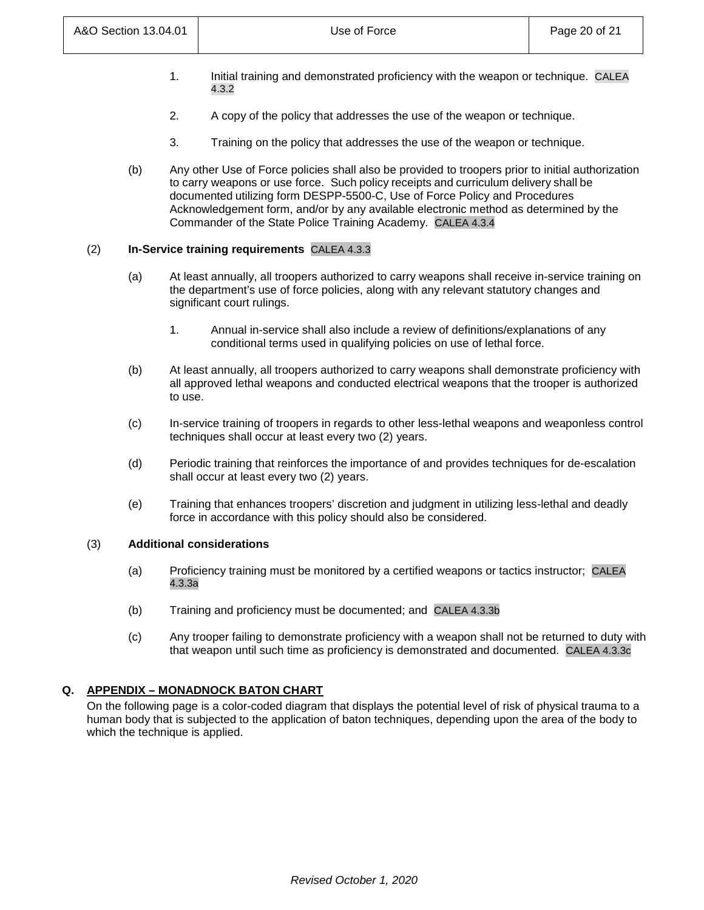1. Initial training and demonstrated proficiency with the weapon or technique. CALEA 4.3.2

2. A copy of the policy that addresses the use of the weapon or technique.

3. Training on the policy that addresses the use of the weapon or technique.

(b) Any other Use of Force policies shall also be provided to troopers prior to initial authorization to carry weapons or use force. Such policy receipts and curriculum delivery shall be documented utilizing form DESPP-5500-C, Use of Force Policy and Procedures Acknowledgement form, and/or by any available electronic method as determined by the Commander of the State Police Training Academy. CALEA 4.3.4

(2) **In-Service training requirements** CALEA 4.3.3

(a) At least annually, all troopers authorized to carry weapons shall receive in-service training on the department's use of force policies, along with any relevant statutory changes and significant court rulings.

1. Annual in-service shall also include a review of definitions/explanations of any conditional terms used in qualifying policies on use of lethal force.

(b) At least annually, all troopers authorized to carry weapons shall demonstrate proficiency with all approved lethal weapons and conducted electrical weapons that the trooper is authorized to use.

(c) In-service training of troopers in regards to other less-lethal weapons and weaponless control techniques shall occur at least every two (2) years.

(d) Periodic training that reinforces the importance of and provides techniques for de-escalation shall occur at least every two (2) years.

(e) Training that enhances troopers' discretion and judgment in utilizing less-lethal and deadly force in accordance with this policy should also be considered.

(3) **Additional considerations**

(a) Proficiency training must be monitored by a certified weapons or tactics instructor; CALEA 4.3.3a

(b) Training and proficiency must be documented; and CALEA 4.3.3b

(c) Any trooper failing to demonstrate proficiency with a weapon shall not be returned to duty with that weapon until such time as proficiency is demonstrated and documented. CALEA 4.3.3c

## Q. APPENDIX – MONADNOCK BATON CHART

On the following page is a color-coded diagram that displays the potential level of risk of physical trauma to a human body that is subjected to the application of baton techniques, depending upon the area of the body to which the technique is applied.

*Revised October 1, 2020*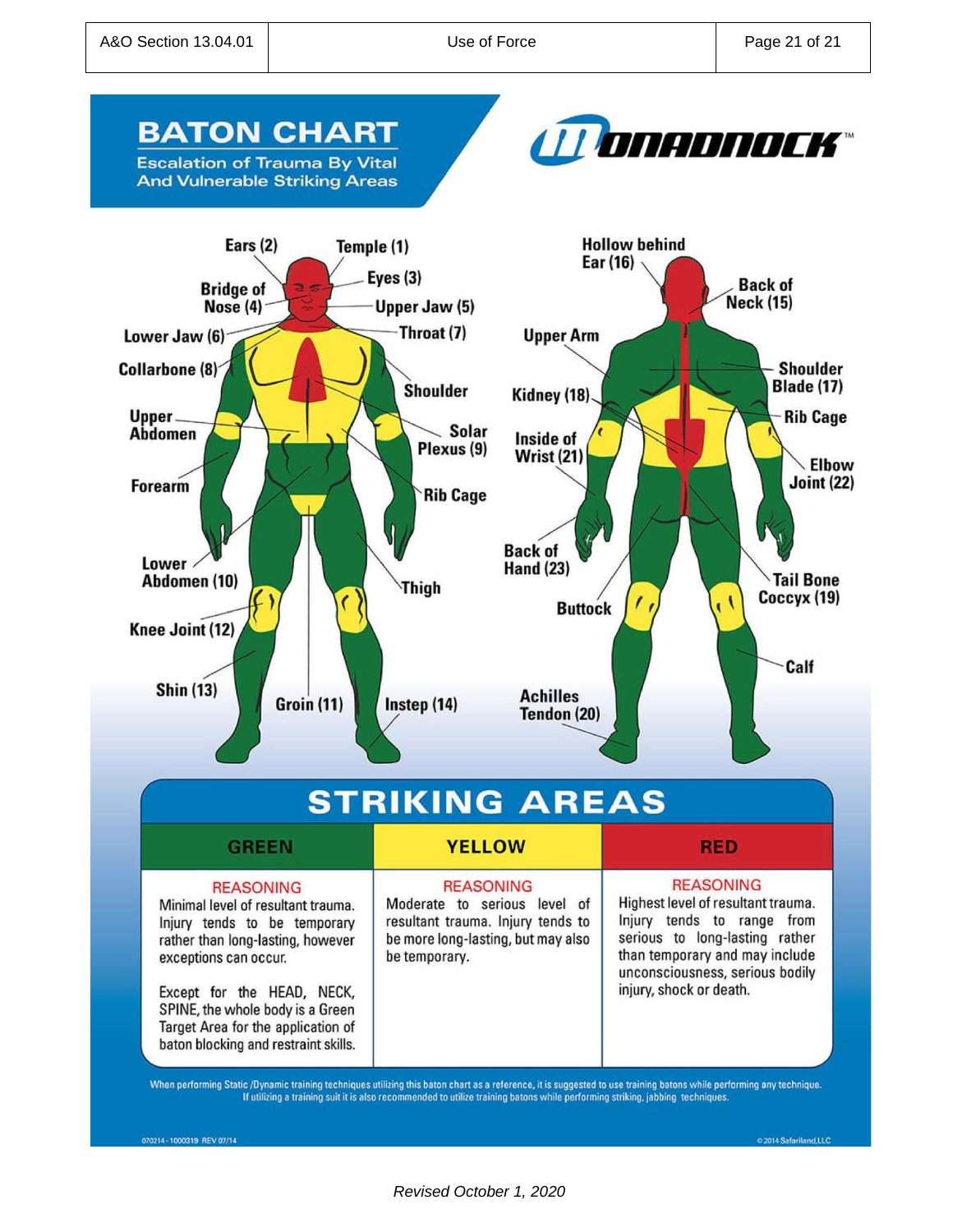# BATON CHART

Escalation of Trauma By Vital And Vulnerable Striking Areas

MONADNOCK™

Ears (2)
Temple (1)
Bridge of Nose (4)
Eyes (3)
Upper Jaw (5)
Lower Jaw (6)
Throat (7)
Collarbone (8)
Shoulder
Upper Abdomen
Solar Plexus (9)
Forearm
Rib Cage
Lower Abdomen (10)
Thigh
Knee Joint (12)
Shin (13)
Groin (11)
Instep (14)

Hollow behind Ear (16)
Back of Neck (15)
Upper Arm
Shoulder Blade (17)
Kidney (18)
Rib Cage
Inside of Wrist (21)
Elbow Joint (22)
Back of Hand (23)
Tail Bone Coccyx (19)
Buttock
Calf
Achilles Tendon (20)

## STRIKING AREAS

| GREEN | YELLOW | RED |
|---|---|---|
| REASONING<br>Minimal level of resultant trauma. Injury tends to be temporary rather than long-lasting, however exceptions can occur.<br><br>Except for the HEAD, NECK, SPINE, the whole body is a Green Target Area for the application of baton blocking and restraint skills. | REASONING<br>Moderate to serious level of resultant trauma. Injury tends to be more long-lasting, but may also be temporary. | REASONING<br>Highest level of resultant trauma. Injury tends to range from serious to long-lasting rather than temporary and may include unconsciousness, serious bodily injury, shock or death. |

When performing Static /Dynamic training techniques utilizing this baton chart as a reference, it is suggested to use training batons while performing any technique. If utilizing a training suit it is also recommended to utilize training batons while performing striking, jabbing techniques.

070214 - 1000319 REV 07/14

© 2014 Safariland,LLC

*Revised October 1, 2020*